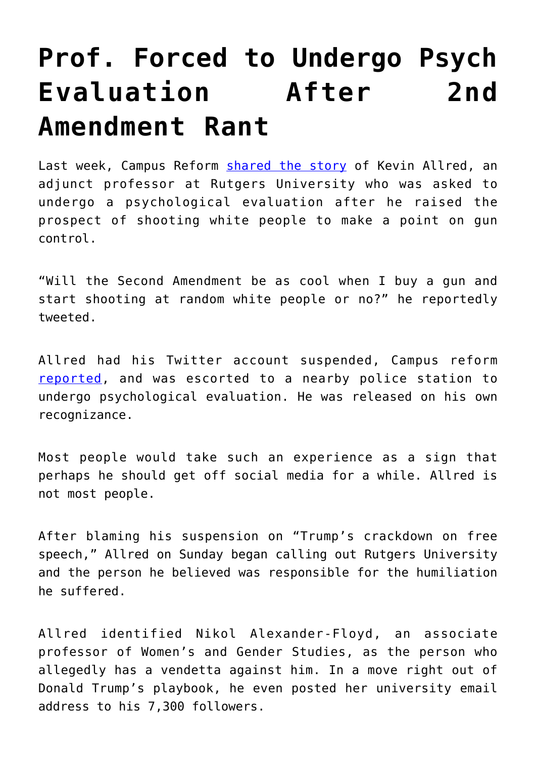# Prof. Forced to Undergo Psych Evaluation After 2nd Amendment Rant

Last week, Campus Reform [shared the story](#) of Kevin Allred, an adjunct professor at Rutgers University who was asked to undergo a psychological evaluation after he raised the prospect of shooting white people to make a point on gun control.

"Will the Second Amendment be as cool when I buy a gun and start shooting at random white people or no?" he reportedly tweeted.

Allred had his Twitter account suspended, Campus reform [reported](#), and was escorted to a nearby police station to undergo psychological evaluation. He was released on his own recognizance.

Most people would take such an experience as a sign that perhaps he should get off social media for a while. Allred is not most people.

After blaming his suspension on "Trump's crackdown on free speech," Allred on Sunday began calling out Rutgers University and the person he believed was responsible for the humiliation he suffered.

Allred identified Nikol Alexander-Floyd, an associate professor of Women's and Gender Studies, as the person who allegedly has a vendetta against him. In a move right out of Donald Trump's playbook, he even posted her university email address to his 7,300 followers.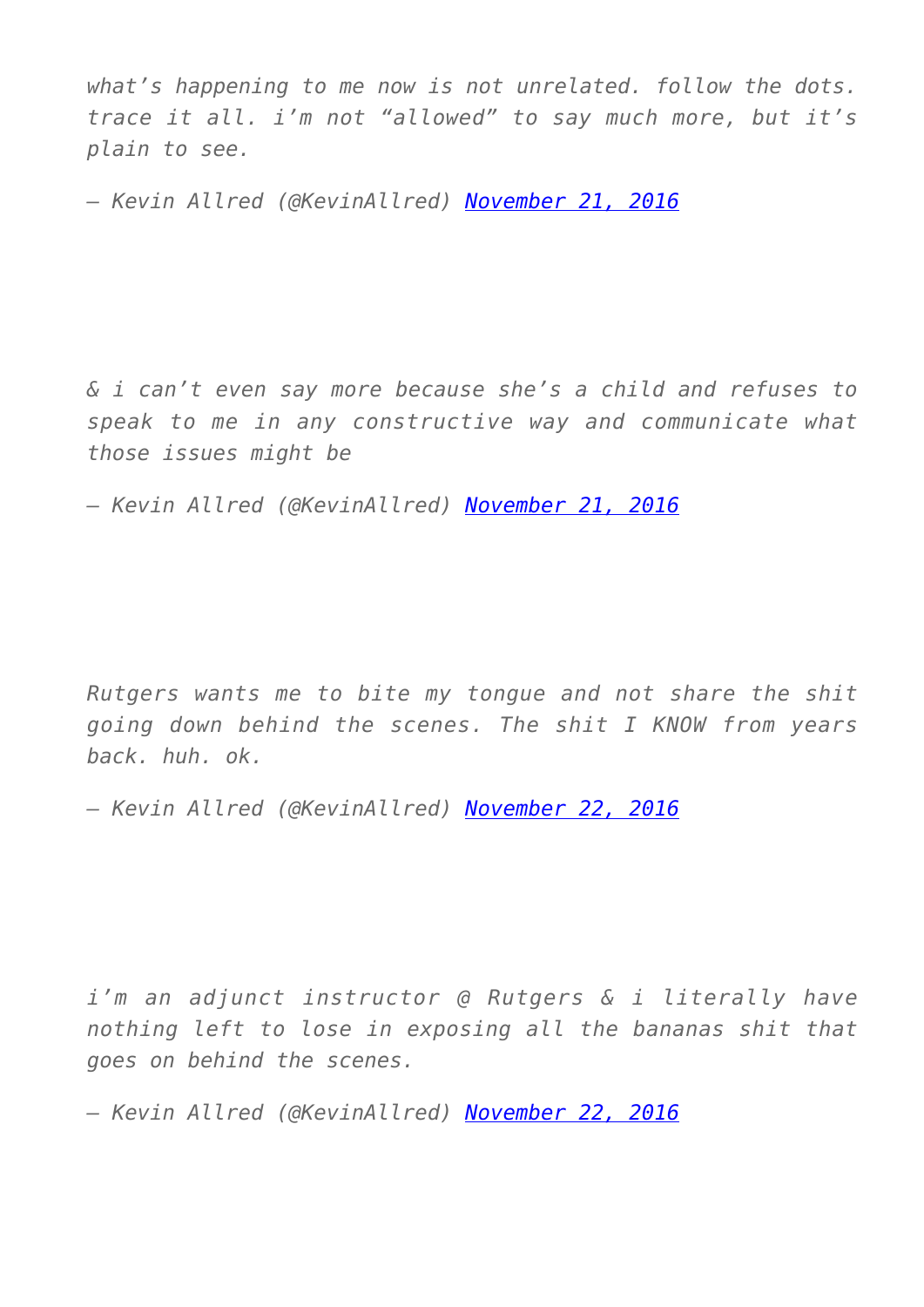*what's happening to me now is not unrelated. follow the dots. trace it all. i'm not "allowed" to say much more, but it's plain to see.*

*— Kevin Allred (@KevinAllred) [November 21, 2016]()*

*& i can't even say more because she's a child and refuses to speak to me in any constructive way and communicate what those issues might be*

*— Kevin Allred (@KevinAllred) [November 21, 2016]()*

*Rutgers wants me to bite my tongue and not share the shit going down behind the scenes. The shit I KNOW from years back. huh. ok.*

*— Kevin Allred (@KevinAllred) [November 22, 2016]()*

*i'm an adjunct instructor @ Rutgers & i literally have nothing left to lose in exposing all the bananas shit that goes on behind the scenes.*

*— Kevin Allred (@KevinAllred) [November 22, 2016]()*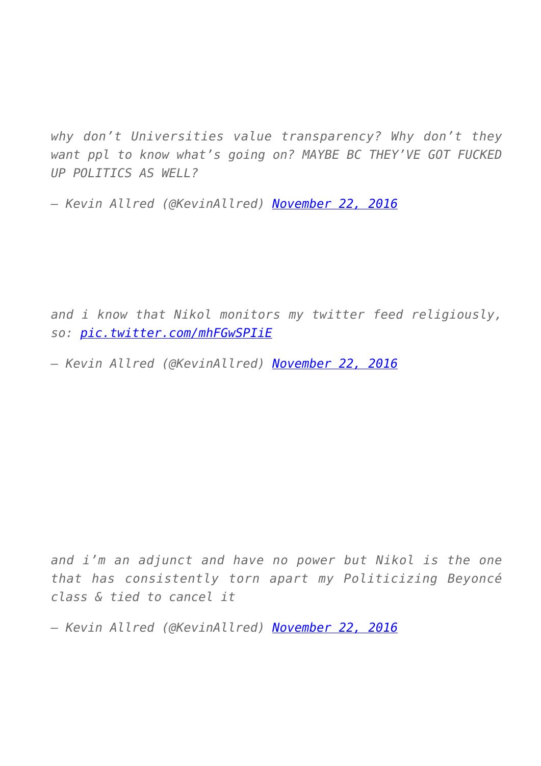*why don’t Universities value transparency? Why don’t they want ppl to know what’s going on? MAYBE BC THEY’VE GOT FUCKED UP POLITICS AS WELL?*

*— Kevin Allred (@KevinAllred) [November 22, 2016](#)*

*and i know that Nikol monitors my twitter feed religiously, so: [pic.twitter.com/mhFGwSPIiE](#)*

*— Kevin Allred (@KevinAllred) [November 22, 2016](#)*

*and i’m an adjunct and have no power but Nikol is the one that has consistently torn apart my Politicizing Beyoncé class & tied to cancel it*

*— Kevin Allred (@KevinAllred) [November 22, 2016](#)*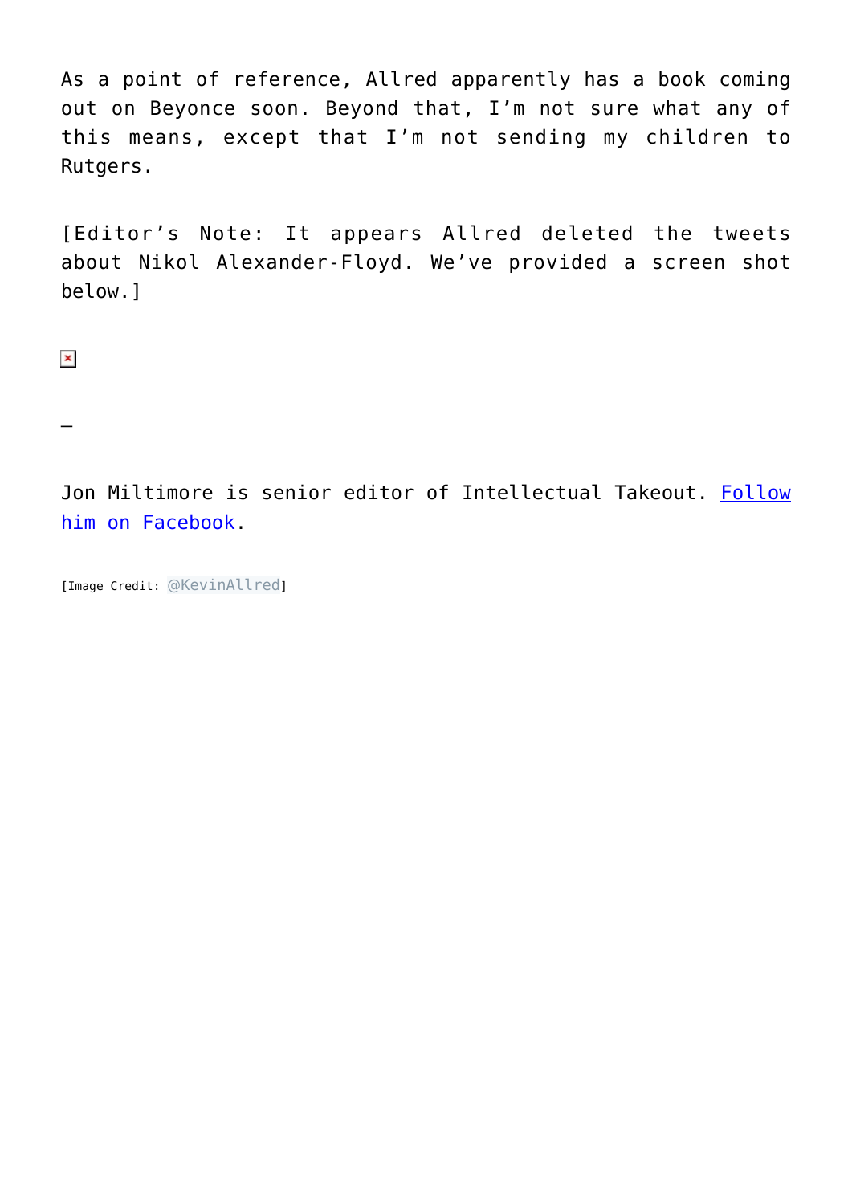As a point of reference, Allred apparently has a book coming out on Beyonce soon. Beyond that, I'm not sure what any of this means, except that I'm not sending my children to Rutgers.

[Editor's Note: It appears Allred deleted the tweets about Nikol Alexander-Floyd. We've provided a screen shot below.]

—

Jon Miltimore is senior editor of Intellectual Takeout. Follow him on Facebook.

[Image Credit: @KevinAllred]